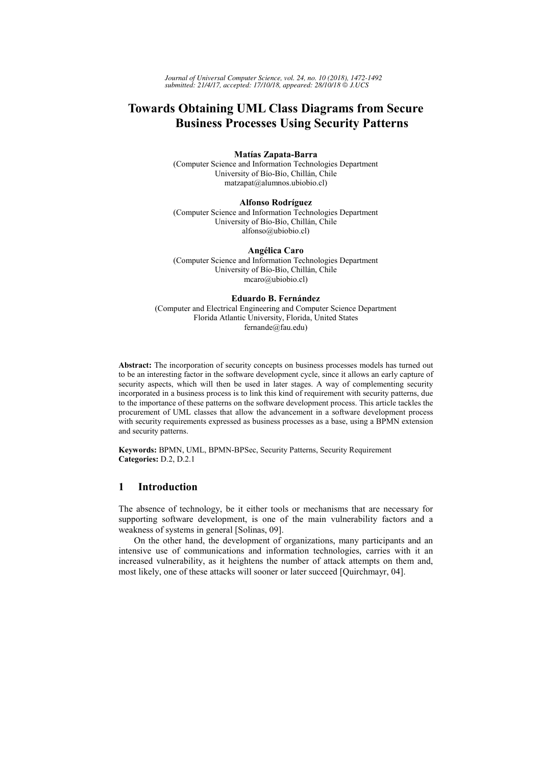# Towards Obtaining UML Class Diagrams from Secure Business Processes Using Security Patterns

**Matías Zapata-Barra**
(Computer Science and Information Technologies Department
University of Bío-Bío, Chillán, Chile
matzapat@alumnos.ubiobio.cl)

**Alfonso Rodríguez**
(Computer Science and Information Technologies Department
University of Bío-Bío, Chillán, Chile
alfonso@ubiobio.cl)

**Angélica Caro**
(Computer Science and Information Technologies Department
University of Bío-Bío, Chillán, Chile
mcaro@ubiobio.cl)

**Eduardo B. Fernández**
(Computer and Electrical Engineering and Computer Science Department
Florida Atlantic University, Florida, United States
fernande@fau.edu)

**Abstract:** The incorporation of security concepts on business processes models has turned out to be an interesting factor in the software development cycle, since it allows an early capture of security aspects, which will then be used in later stages. A way of complementing security incorporated in a business process is to link this kind of requirement with security patterns, due to the importance of these patterns on the software development process. This article tackles the procurement of UML classes that allow the advancement in a software development process with security requirements expressed as business processes as a base, using a BPMN extension and security patterns.

**Keywords:** BPMN, UML, BPMN-BPSec, Security Patterns, Security Requirement
**Categories:** D.2, D.2.1

## 1 Introduction

The absence of technology, be it either tools or mechanisms that are necessary for supporting software development, is one of the main vulnerability factors and a weakness of systems in general [Solinas, 09].

On the other hand, the development of organizations, many participants and an intensive use of communications and information technologies, carries with it an increased vulnerability, as it heightens the number of attack attempts on them and, most likely, one of these attacks will sooner or later succeed [Quirchmayr, 04].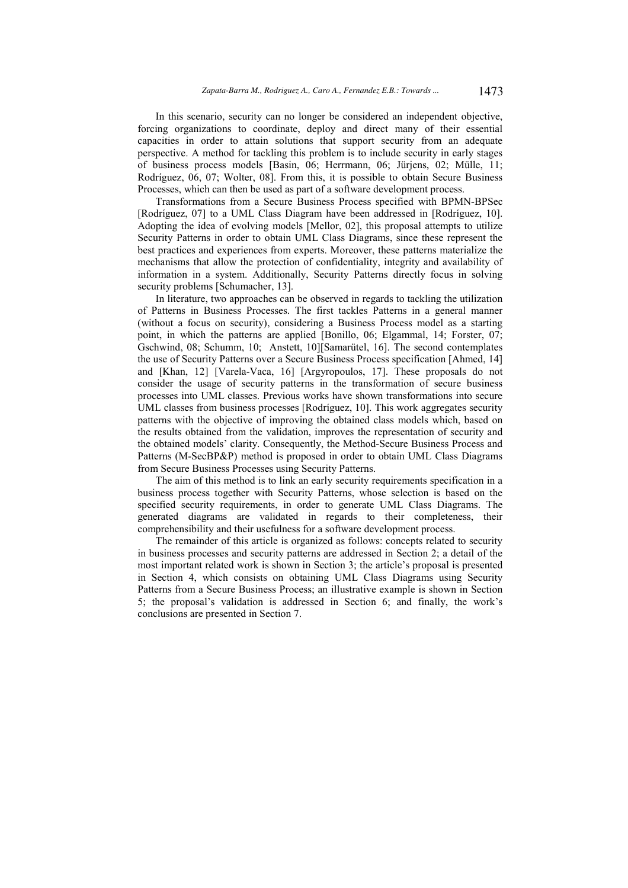In this scenario, security can no longer be considered an independent objective, forcing organizations to coordinate, deploy and direct many of their essential capacities in order to attain solutions that support security from an adequate perspective. A method for tackling this problem is to include security in early stages of business process models [Basin, 06; Herrmann, 06; Jürjens, 02; Mülle, 11; Rodríguez, 06, 07; Wolter, 08]. From this, it is possible to obtain Secure Business Processes, which can then be used as part of a software development process.

Transformations from a Secure Business Process specified with BPMN-BPSec [Rodríguez, 07] to a UML Class Diagram have been addressed in [Rodríguez, 10]. Adopting the idea of evolving models [Mellor, 02], this proposal attempts to utilize Security Patterns in order to obtain UML Class Diagrams, since these represent the best practices and experiences from experts. Moreover, these patterns materialize the mechanisms that allow the protection of confidentiality, integrity and availability of information in a system. Additionally, Security Patterns directly focus in solving security problems [Schumacher, 13].

In literature, two approaches can be observed in regards to tackling the utilization of Patterns in Business Processes. The first tackles Patterns in a general manner (without a focus on security), considering a Business Process model as a starting point, in which the patterns are applied [Bonillo, 06; Elgammal, 14; Forster, 07; Gschwind, 08; Schumm, 10; Anstett, 10][Samarütel, 16]. The second contemplates the use of Security Patterns over a Secure Business Process specification [Ahmed, 14] and [Khan, 12] [Varela-Vaca, 16] [Argyropoulos, 17]. These proposals do not consider the usage of security patterns in the transformation of secure business processes into UML classes. Previous works have shown transformations into secure UML classes from business processes [Rodríguez, 10]. This work aggregates security patterns with the objective of improving the obtained class models which, based on the results obtained from the validation, improves the representation of security and the obtained models' clarity. Consequently, the Method-Secure Business Process and Patterns (M-SecBP&P) method is proposed in order to obtain UML Class Diagrams from Secure Business Processes using Security Patterns.

The aim of this method is to link an early security requirements specification in a business process together with Security Patterns, whose selection is based on the specified security requirements, in order to generate UML Class Diagrams. The generated diagrams are validated in regards to their completeness, their comprehensibility and their usefulness for a software development process.

The remainder of this article is organized as follows: concepts related to security in business processes and security patterns are addressed in Section 2; a detail of the most important related work is shown in Section 3; the article's proposal is presented in Section 4, which consists on obtaining UML Class Diagrams using Security Patterns from a Secure Business Process; an illustrative example is shown in Section 5; the proposal's validation is addressed in Section 6; and finally, the work's conclusions are presented in Section 7.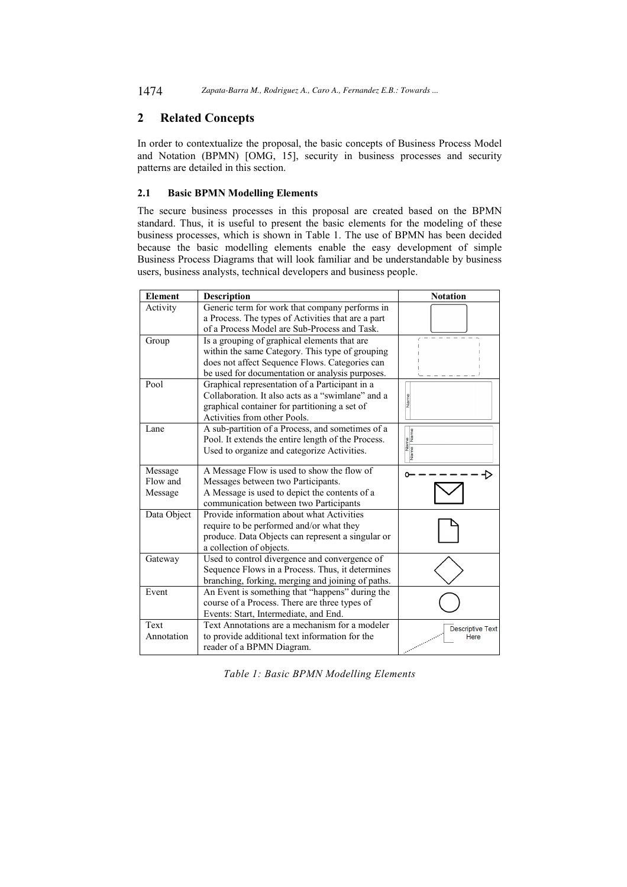## 2 Related Concepts

In order to contextualize the proposal, the basic concepts of Business Process Model and Notation (BPMN) [OMG, 15], security in business processes and security patterns are detailed in this section.

### 2.1 Basic BPMN Modelling Elements

The secure business processes in this proposal are created based on the BPMN standard. Thus, it is useful to present the basic elements for the modeling of these business processes, which is shown in Table 1. The use of BPMN has been decided because the basic modelling elements enable the easy development of simple Business Process Diagrams that will look familiar and be understandable by business users, business analysts, technical developers and business people.

| Element | Description | Notation |
|---|---|---|
| Activity | Generic term for work that company performs in a Process. The types of Activities that are a part of a Process Model are Sub-Process and Task. | |
| Group | Is a grouping of graphical elements that are within the same Category. This type of grouping does not affect Sequence Flows. Categories can be used for documentation or analysis purposes. | |
| Pool | Graphical representation of a Participant in a Collaboration. It also acts as a "swimlane" and a graphical container for partitioning a set of Activities from other Pools. | Name |
| Lane | A sub-partition of a Process, and sometimes of a Pool. It extends the entire length of the Process. Used to organize and categorize Activities. | Name Name Name |
| Message Flow and Message | A Message Flow is used to show the flow of Messages between two Participants. A Message is used to depict the contents of a communication between two Participants | |
| Data Object | Provide information about what Activities require to be performed and/or what they produce. Data Objects can represent a singular or a collection of objects. | |
| Gateway | Used to control divergence and convergence of Sequence Flows in a Process. Thus, it determines branching, forking, merging and joining of paths. | |
| Event | An Event is something that "happens" during the course of a Process. There are three types of Events: Start, Intermediate, and End. | |
| Text Annotation | Text Annotations are a mechanism for a modeler to provide additional text information for the reader of a BPMN Diagram. | Descriptive Text Here |

*Table 1: Basic BPMN Modelling Elements*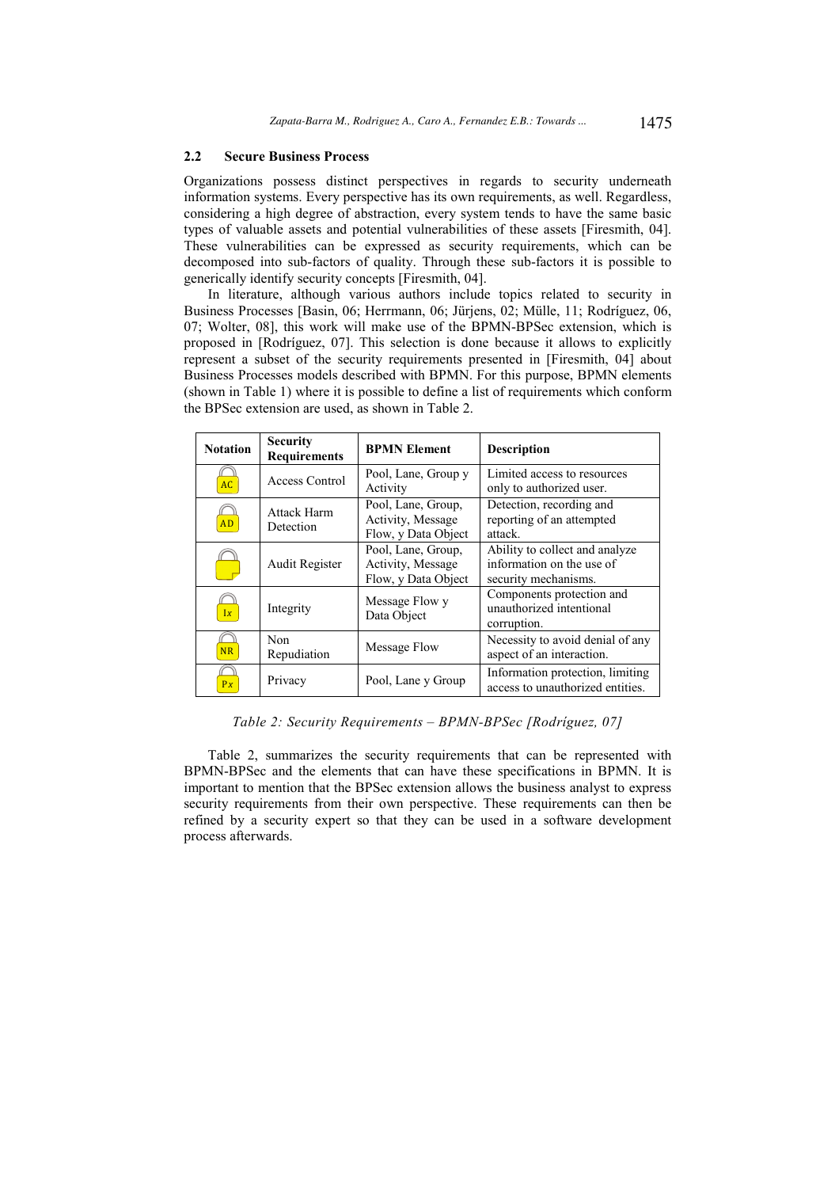## 2.2 Secure Business Process

Organizations possess distinct perspectives in regards to security underneath information systems. Every perspective has its own requirements, as well. Regardless, considering a high degree of abstraction, every system tends to have the same basic types of valuable assets and potential vulnerabilities of these assets [Firesmith, 04]. These vulnerabilities can be expressed as security requirements, which can be decomposed into sub-factors of quality. Through these sub-factors it is possible to generically identify security concepts [Firesmith, 04].

In literature, although various authors include topics related to security in Business Processes [Basin, 06; Herrmann, 06; Jürjens, 02; Mülle, 11; Rodríguez, 06, 07; Wolter, 08], this work will make use of the BPMN-BPSec extension, which is proposed in [Rodríguez, 07]. This selection is done because it allows to explicitly represent a subset of the security requirements presented in [Firesmith, 04] about Business Processes models described with BPMN. For this purpose, BPMN elements (shown in Table 1) where it is possible to define a list of requirements which conform the BPSec extension are used, as shown in Table 2.

| Notation | Security Requirements | BPMN Element | Description |
|---|---|---|---|
| AC | Access Control | Pool, Lane, Group y Activity | Limited access to resources only to authorized user. |
| AD | Attack Harm Detection | Pool, Lane, Group, Activity, Message Flow, y Data Object | Detection, recording and reporting of an attempted attack. |
| | Audit Register | Pool, Lane, Group, Activity, Message Flow, y Data Object | Ability to collect and analyze information on the use of security mechanisms. |
| Ix | Integrity | Message Flow y Data Object | Components protection and unauthorized intentional corruption. |
| NR | Non Repudiation | Message Flow | Necessity to avoid denial of any aspect of an interaction. |
| Px | Privacy | Pool, Lane y Group | Information protection, limiting access to unauthorized entities. |

*Table 2: Security Requirements – BPMN-BPSec [Rodríguez, 07]*

Table 2, summarizes the security requirements that can be represented with BPMN-BPSec and the elements that can have these specifications in BPMN. It is important to mention that the BPSec extension allows the business analyst to express security requirements from their own perspective. These requirements can then be refined by a security expert so that they can be used in a software development process afterwards.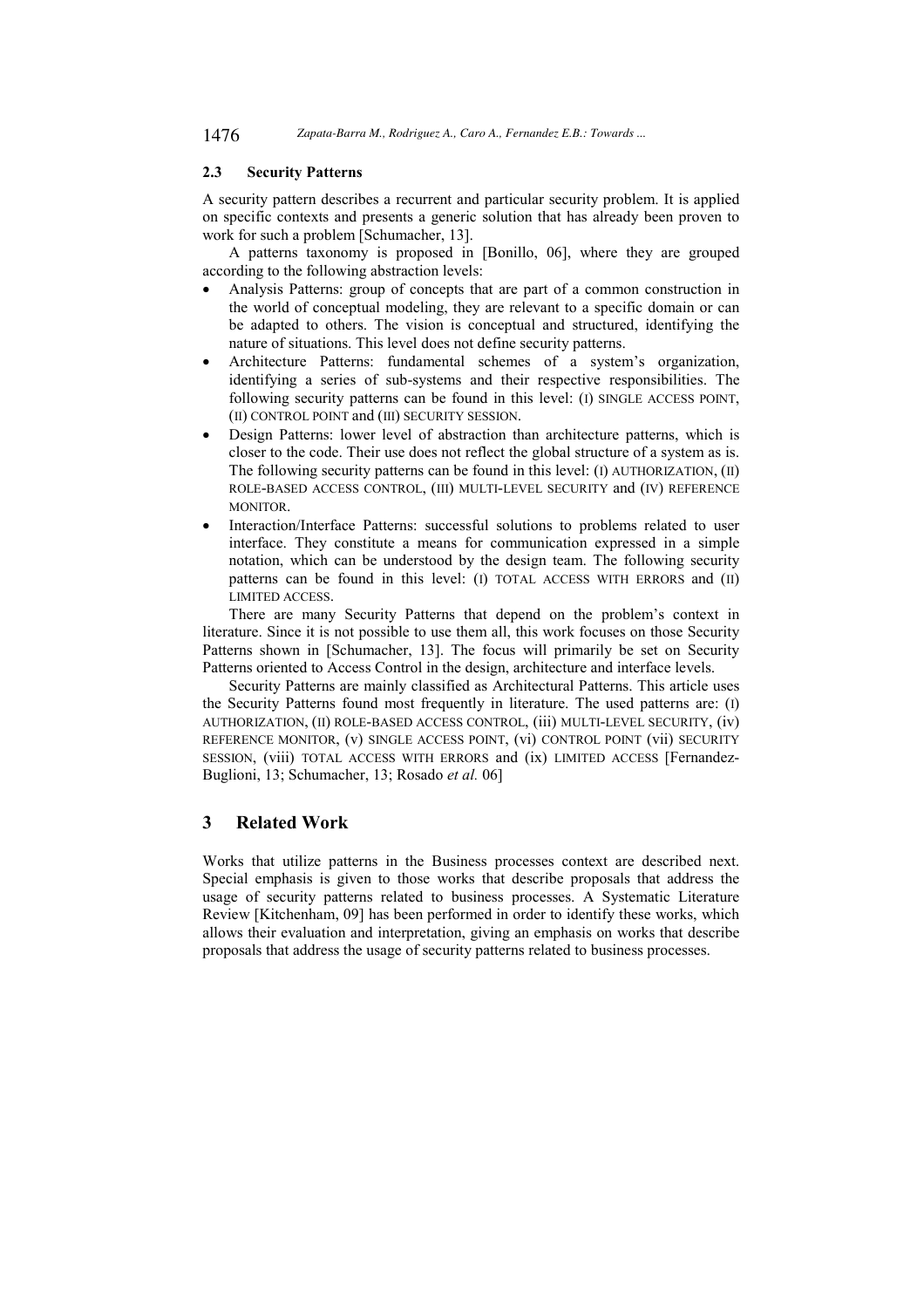### 2.3 Security Patterns

A security pattern describes a recurrent and particular security problem. It is applied on specific contexts and presents a generic solution that has already been proven to work for such a problem [Schumacher, 13].

A patterns taxonomy is proposed in [Bonillo, 06], where they are grouped according to the following abstraction levels:

- Analysis Patterns: group of concepts that are part of a common construction in the world of conceptual modeling, they are relevant to a specific domain or can be adapted to others. The vision is conceptual and structured, identifying the nature of situations. This level does not define security patterns.
- Architecture Patterns: fundamental schemes of a system's organization, identifying a series of sub-systems and their respective responsibilities. The following security patterns can be found in this level: (I) SINGLE ACCESS POINT, (II) CONTROL POINT and (III) SECURITY SESSION.
- Design Patterns: lower level of abstraction than architecture patterns, which is closer to the code. Their use does not reflect the global structure of a system as is. The following security patterns can be found in this level: (I) AUTHORIZATION, (II) ROLE-BASED ACCESS CONTROL, (III) MULTI-LEVEL SECURITY and (IV) REFERENCE MONITOR.
- Interaction/Interface Patterns: successful solutions to problems related to user interface. They constitute a means for communication expressed in a simple notation, which can be understood by the design team. The following security patterns can be found in this level: (I) TOTAL ACCESS WITH ERRORS and (II) LIMITED ACCESS.

There are many Security Patterns that depend on the problem's context in literature. Since it is not possible to use them all, this work focuses on those Security Patterns shown in [Schumacher, 13]. The focus will primarily be set on Security Patterns oriented to Access Control in the design, architecture and interface levels.

Security Patterns are mainly classified as Architectural Patterns. This article uses the Security Patterns found most frequently in literature. The used patterns are: (I) AUTHORIZATION, (II) ROLE-BASED ACCESS CONTROL, (iii) MULTI-LEVEL SECURITY, (iv) REFERENCE MONITOR, (v) SINGLE ACCESS POINT, (vi) CONTROL POINT (vii) SECURITY SESSION, (viii) TOTAL ACCESS WITH ERRORS and (ix) LIMITED ACCESS [Fernandez-Buglioni, 13; Schumacher, 13; Rosado *et al.* 06]

## 3 Related Work

Works that utilize patterns in the Business processes context are described next. Special emphasis is given to those works that describe proposals that address the usage of security patterns related to business processes. A Systematic Literature Review [Kitchenham, 09] has been performed in order to identify these works, which allows their evaluation and interpretation, giving an emphasis on works that describe proposals that address the usage of security patterns related to business processes.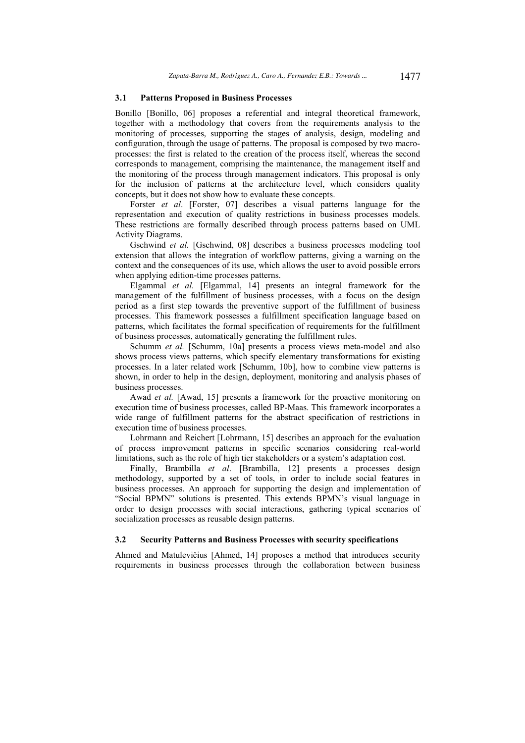### 3.1 Patterns Proposed in Business Processes

Bonillo [Bonillo, 06] proposes a referential and integral theoretical framework, together with a methodology that covers from the requirements analysis to the monitoring of processes, supporting the stages of analysis, design, modeling and configuration, through the usage of patterns. The proposal is composed by two macro-processes: the first is related to the creation of the process itself, whereas the second corresponds to management, comprising the maintenance, the management itself and the monitoring of the process through management indicators. This proposal is only for the inclusion of patterns at the architecture level, which considers quality concepts, but it does not show how to evaluate these concepts.

Forster *et al*. [Forster, 07] describes a visual patterns language for the representation and execution of quality restrictions in business processes models. These restrictions are formally described through process patterns based on UML Activity Diagrams.

Gschwind *et al.* [Gschwind, 08] describes a business processes modeling tool extension that allows the integration of workflow patterns, giving a warning on the context and the consequences of its use, which allows the user to avoid possible errors when applying edition-time processes patterns.

Elgammal *et al.* [Elgammal, 14] presents an integral framework for the management of the fulfillment of business processes, with a focus on the design period as a first step towards the preventive support of the fulfillment of business processes. This framework possesses a fulfillment specification language based on patterns, which facilitates the formal specification of requirements for the fulfillment of business processes, automatically generating the fulfillment rules.

Schumm *et al.* [Schumm, 10a] presents a process views meta-model and also shows process views patterns, which specify elementary transformations for existing processes. In a later related work [Schumm, 10b], how to combine view patterns is shown, in order to help in the design, deployment, monitoring and analysis phases of business processes.

Awad *et al.* [Awad, 15] presents a framework for the proactive monitoring on execution time of business processes, called BP-Maas. This framework incorporates a wide range of fulfillment patterns for the abstract specification of restrictions in execution time of business processes.

Lohrmann and Reichert [Lohrmann, 15] describes an approach for the evaluation of process improvement patterns in specific scenarios considering real-world limitations, such as the role of high tier stakeholders or a system's adaptation cost.

Finally, Brambilla *et al*. [Brambilla, 12] presents a processes design methodology, supported by a set of tools, in order to include social features in business processes. An approach for supporting the design and implementation of "Social BPMN" solutions is presented. This extends BPMN's visual language in order to design processes with social interactions, gathering typical scenarios of socialization processes as reusable design patterns.

### 3.2 Security Patterns and Business Processes with security specifications

Ahmed and Matulevičius [Ahmed, 14] proposes a method that introduces security requirements in business processes through the collaboration between business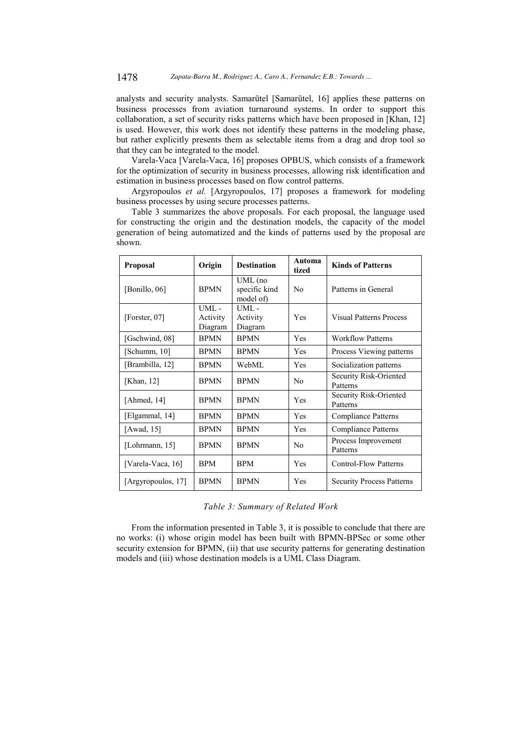analysts and security analysts. Samarütel [Samarütel, 16] applies these patterns on business processes from aviation turnaround systems. In order to support this collaboration, a set of security risks patterns which have been proposed in [Khan, 12] is used. However, this work does not identify these patterns in the modeling phase, but rather explicitly presents them as selectable items from a drag and drop tool so that they can be integrated to the model.

Varela-Vaca [Varela-Vaca, 16] proposes OPBUS, which consists of a framework for the optimization of security in business processes, allowing risk identification and estimation in business processes based on flow control patterns.

Argyropoulos *et al.* [Argyropoulos, 17] proposes a framework for modeling business processes by using secure processes patterns.

Table 3 summarizes the above proposals. For each proposal, the language used for constructing the origin and the destination models, the capacity of the model generation of being automatized and the kinds of patterns used by the proposal are shown.

| Proposal | Origin | Destination | Automatized | Kinds of Patterns |
|---|---|---|---|---|
| [Bonillo, 06] | BPMN | UML (no specific kind model of) | No | Patterns in General |
| [Forster, 07] | UML - Activity Diagram | UML - Activity Diagram | Yes | Visual Patterns Process |
| [Gschwind, 08] | BPMN | BPMN | Yes | Workflow Patterns |
| [Schumm, 10] | BPMN | BPMN | Yes | Process Viewing patterns |
| [Brambilla, 12] | BPMN | WebML | Yes | Socialization patterns |
| [Khan, 12] | BPMN | BPMN | No | Security Risk-Oriented Patterns |
| [Ahmed, 14] | BPMN | BPMN | Yes | Security Risk-Oriented Patterns |
| [Elgammal, 14] | BPMN | BPMN | Yes | Compliance Patterns |
| [Awad, 15] | BPMN | BPMN | Yes | Compliance Patterns |
| [Lohrmann, 15] | BPMN | BPMN | No | Process Improvement Patterns |
| [Varela-Vaca, 16] | BPM | BPM | Yes | Control-Flow Patterns |
| [Argyropoulos, 17] | BPMN | BPMN | Yes | Security Process Patterns |

*Table 3: Summary of Related Work*

From the information presented in Table 3, it is possible to conclude that there are no works: (i) whose origin model has been built with BPMN-BPSec or some other security extension for BPMN, (ii) that use security patterns for generating destination models and (iii) whose destination models is a UML Class Diagram.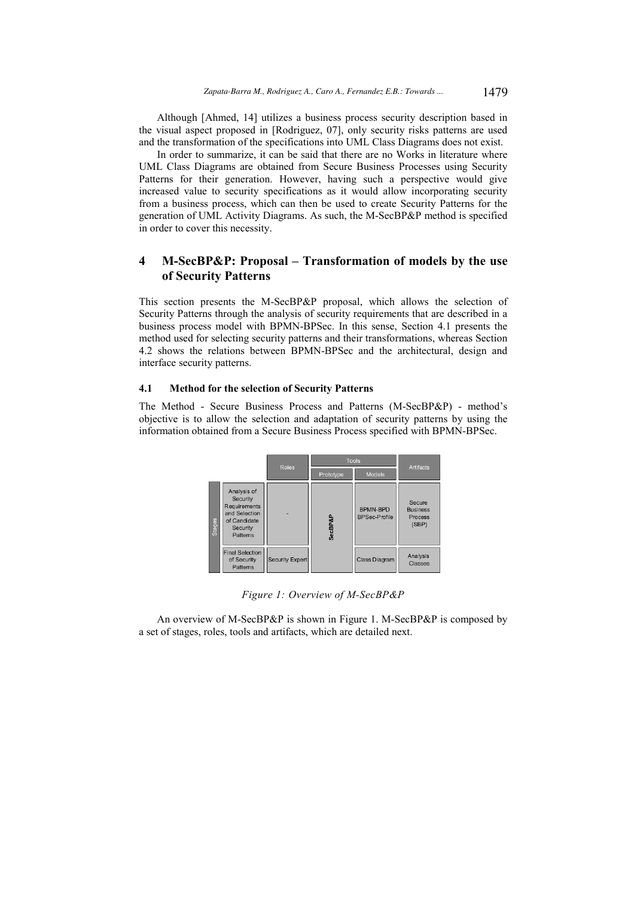Although [Ahmed, 14] utilizes a business process security description based in the visual aspect proposed in [Rodriguez, 07], only security risks patterns are used and the transformation of the specifications into UML Class Diagrams does not exist.

In order to summarize, it can be said that there are no Works in literature where UML Class Diagrams are obtained from Secure Business Processes using Security Patterns for their generation. However, having such a perspective would give increased value to security specifications as it would allow incorporating security from a business process, which can then be used to create Security Patterns for the generation of UML Activity Diagrams. As such, the M-SecBP&P method is specified in order to cover this necessity.

## 4 M-SecBP&P: Proposal – Transformation of models by the use of Security Patterns

This section presents the M-SecBP&P proposal, which allows the selection of Security Patterns through the analysis of security requirements that are described in a business process model with BPMN-BPSec. In this sense, Section 4.1 presents the method used for selecting security patterns and their transformations, whereas Section 4.2 shows the relations between BPMN-BPSec and the architectural, design and interface security patterns.

### 4.1 Method for the selection of Security Patterns

The Method - Secure Business Process and Patterns (M-SecBP&P) - method's objective is to allow the selection and adaptation of security patterns by using the information obtained from a Secure Business Process specified with BPMN-BPSec.

| Stages | Roles | Tools | | Artifacts |
|---|---|---|---|---|
| | | Prototype | Models | |
| Analysis of Security Requirements and Selection of Candidate Security Patterns | - | SecBP&P | BPMN-BPD BPSec-Profile | Secure Business Process (SBP) |
| Final Selection of Security Patterns | Security Expert | | Class Diagram | Analysis Classes |

*Figure 1: Overview of M-SecBP&P*

An overview of M-SecBP&P is shown in Figure 1. M-SecBP&P is composed by a set of stages, roles, tools and artifacts, which are detailed next.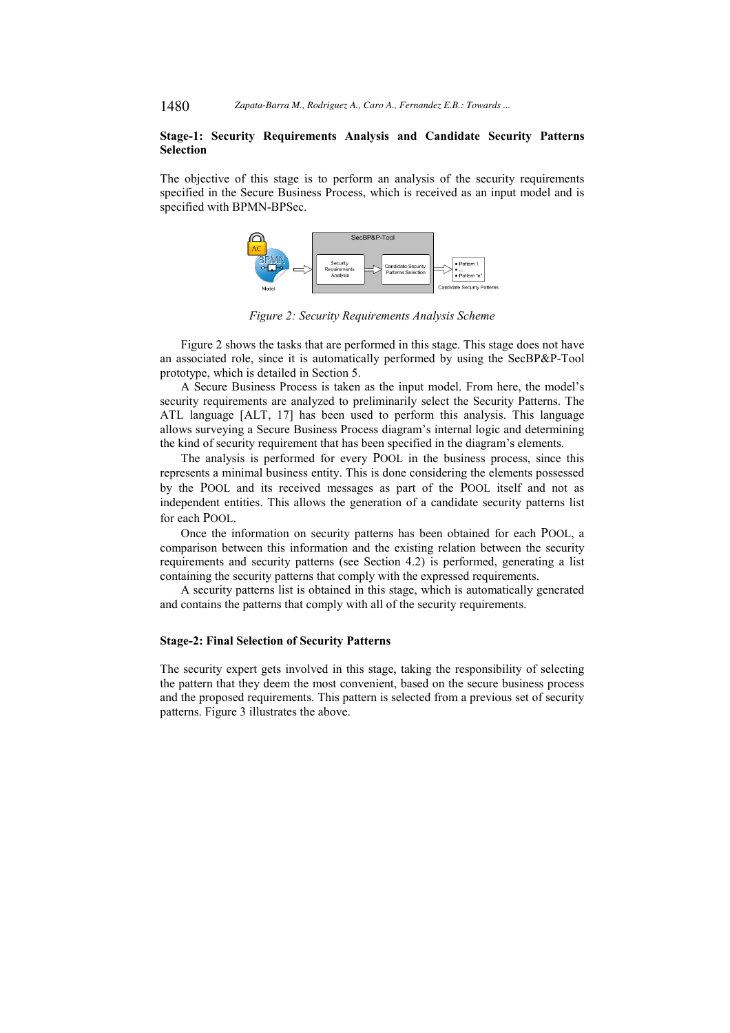**Stage-1: Security Requirements Analysis and Candidate Security Patterns Selection**

The objective of this stage is to perform an analysis of the security requirements specified in the Secure Business Process, which is received as an input model and is specified with BPMN-BPSec.

*Figure 2: Security Requirements Analysis Scheme*

Figure 2 shows the tasks that are performed in this stage. This stage does not have an associated role, since it is automatically performed by using the SecBP&P-Tool prototype, which is detailed in Section 5.

A Secure Business Process is taken as the input model. From here, the model's security requirements are analyzed to preliminarily select the Security Patterns. The ATL language [ALT, 17] has been used to perform this analysis. This language allows surveying a Secure Business Process diagram's internal logic and determining the kind of security requirement that has been specified in the diagram's elements.

The analysis is performed for every POOL in the business process, since this represents a minimal business entity. This is done considering the elements possessed by the POOL and its received messages as part of the POOL itself and not as independent entities. This allows the generation of a candidate security patterns list for each POOL.

Once the information on security patterns has been obtained for each POOL, a comparison between this information and the existing relation between the security requirements and security patterns (see Section 4.2) is performed, generating a list containing the security patterns that comply with the expressed requirements.

A security patterns list is obtained in this stage, which is automatically generated and contains the patterns that comply with all of the security requirements.

**Stage-2: Final Selection of Security Patterns**

The security expert gets involved in this stage, taking the responsibility of selecting the pattern that they deem the most convenient, based on the secure business process and the proposed requirements. This pattern is selected from a previous set of security patterns. Figure 3 illustrates the above.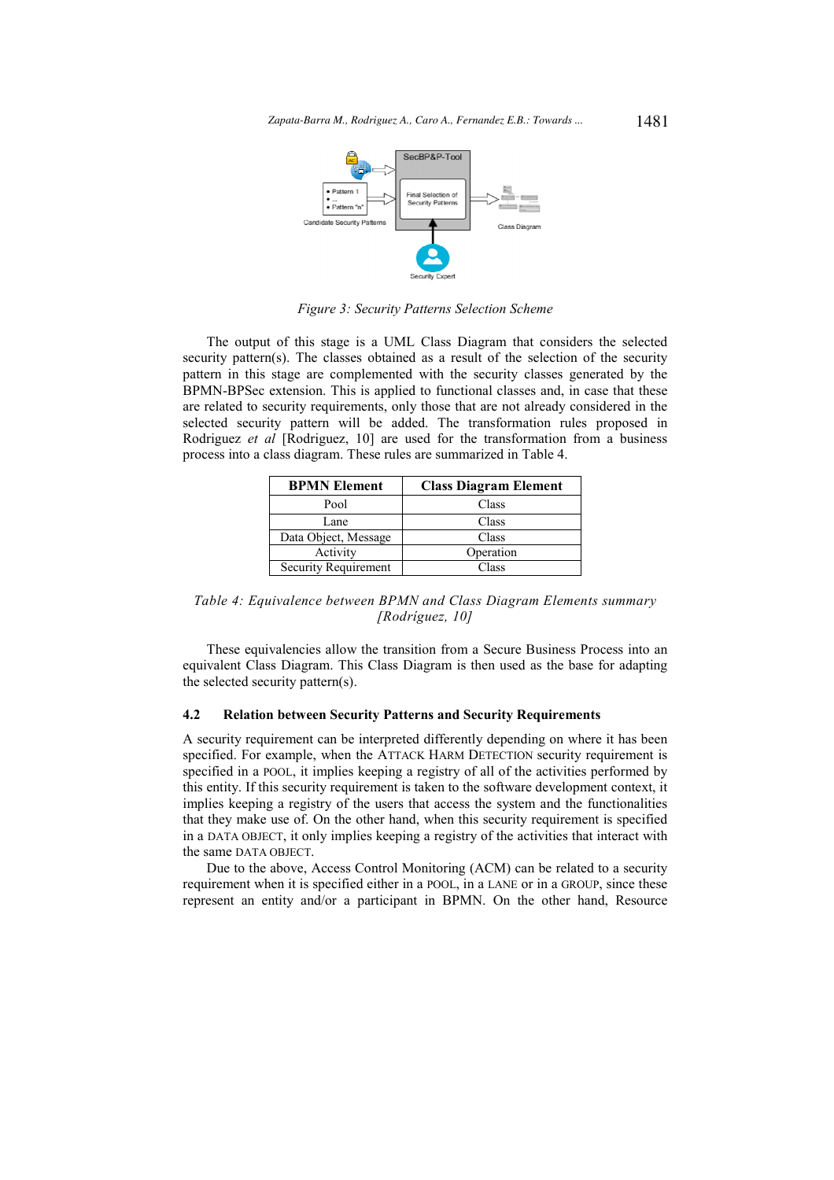Figure 3: Security Patterns Selection Scheme

The output of this stage is a UML Class Diagram that considers the selected security pattern(s). The classes obtained as a result of the selection of the security pattern in this stage are complemented with the security classes generated by the BPMN-BPSec extension. This is applied to functional classes and, in case that these are related to security requirements, only those that are not already considered in the selected security pattern will be added. The transformation rules proposed in Rodriguez *et al* [Rodriguez, 10] are used for the transformation from a business process into a class diagram. These rules are summarized in Table 4.

| BPMN Element | Class Diagram Element |
|---|---|
| Pool | Class |
| Lane | Class |
| Data Object, Message | Class |
| Activity | Operation |
| Security Requirement | Class |

*Table 4: Equivalence between BPMN and Class Diagram Elements summary [Rodriguez, 10]*

These equivalencies allow the transition from a Secure Business Process into an equivalent Class Diagram. This Class Diagram is then used as the base for adapting the selected security pattern(s).

### 4.2 Relation between Security Patterns and Security Requirements

A security requirement can be interpreted differently depending on where it has been specified. For example, when the ATTACK HARM DETECTION security requirement is specified in a POOL, it implies keeping a registry of all of the activities performed by this entity. If this security requirement is taken to the software development context, it implies keeping a registry of the users that access the system and the functionalities that they make use of. On the other hand, when this security requirement is specified in a DATA OBJECT, it only implies keeping a registry of the activities that interact with the same DATA OBJECT.

Due to the above, Access Control Monitoring (ACM) can be related to a security requirement when it is specified either in a POOL, in a LANE or in a GROUP, since these represent an entity and/or a participant in BPMN. On the other hand, Resource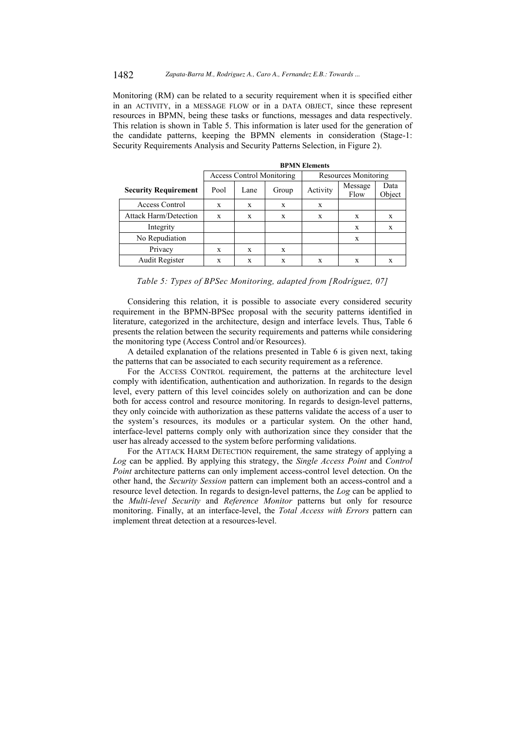Monitoring (RM) can be related to a security requirement when it is specified either in an ACTIVITY, in a MESSAGE FLOW or in a DATA OBJECT, since these represent resources in BPMN, being these tasks or functions, messages and data respectively. This relation is shown in Table 5. This information is later used for the generation of the candidate patterns, keeping the BPMN elements in consideration (Stage-1: Security Requirements Analysis and Security Patterns Selection, in Figure 2).

| | **BPMN Elements** | | | | | |
|---|---|---|---|---|---|---|
| | Access Control Monitoring | | | Resources Monitoring | | |
| **Security Requirement** | Pool | Lane | Group | Activity | Message Flow | Data Object |
| Access Control | x | x | x | x | | |
| Attack Harm/Detection | x | x | x | x | x | x |
| Integrity | | | | | x | x |
| No Repudiation | | | | | x | |
| Privacy | x | x | x | | | |
| Audit Register | x | x | x | x | x | x |

*Table 5: Types of BPSec Monitoring, adapted from [Rodríguez, 07]*

Considering this relation, it is possible to associate every considered security requirement in the BPMN-BPSec proposal with the security patterns identified in literature, categorized in the architecture, design and interface levels. Thus, Table 6 presents the relation between the security requirements and patterns while considering the monitoring type (Access Control and/or Resources).

A detailed explanation of the relations presented in Table 6 is given next, taking the patterns that can be associated to each security requirement as a reference.

For the ACCESS CONTROL requirement, the patterns at the architecture level comply with identification, authentication and authorization. In regards to the design level, every pattern of this level coincides solely on authorization and can be done both for access control and resource monitoring. In regards to design-level patterns, they only coincide with authorization as these patterns validate the access of a user to the system's resources, its modules or a particular system. On the other hand, interface-level patterns comply only with authorization since they consider that the user has already accessed to the system before performing validations.

For the ATTACK HARM DETECTION requirement, the same strategy of applying a *Log* can be applied. By applying this strategy, the *Single Access Point* and *Control Point* architecture patterns can only implement access-control level detection. On the other hand, the *Security Session* pattern can implement both an access-control and a resource level detection. In regards to design-level patterns, the *Log* can be applied to the *Multi-level Security* and *Reference Monitor* patterns but only for resource monitoring. Finally, at an interface-level, the *Total Access with Errors* pattern can implement threat detection at a resources-level.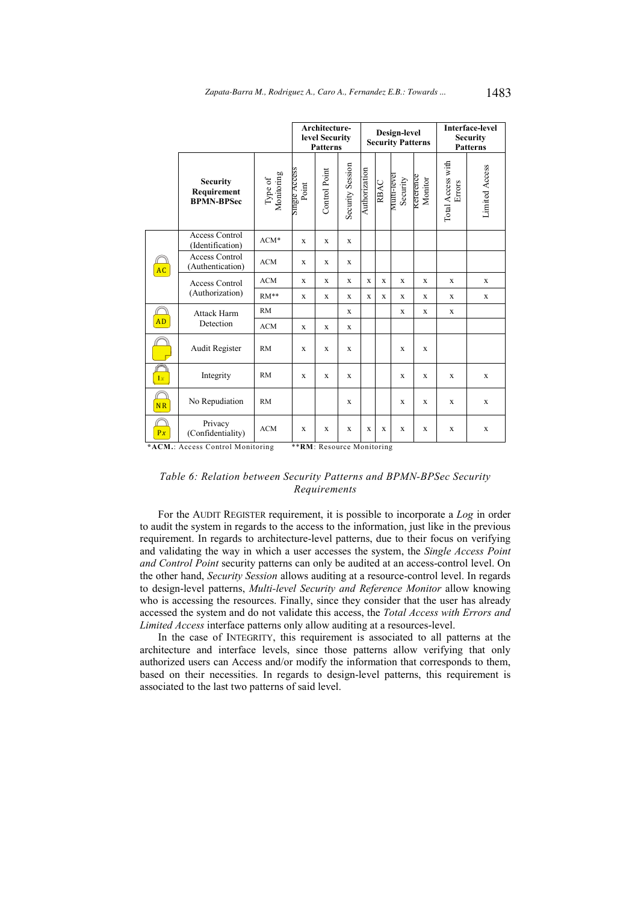| | Security Requirement BPMN-BPSec | Type of Monitoring | Architecture-level Security Patterns | | | Design-level Security Patterns | | | | Interface-level Security Patterns | |
|---|---|---|---|---|---|---|---|---|---|---|---|
| | | | Single Access Point | Control Point | Security Session | Authorization | RBAC | Multi-level Security | Reference Monitor | Total Access with Errors | Limited Access |
| AC | Access Control (Identification) | ACM* | x | x | x | | | | | | |
| AC | Access Control (Authentication) | ACM | x | x | x | | | | | | |
| AC | Access Control (Authorization) | ACM | x | x | x | x | x | x | x | x | x |
| AC | Access Control (Authorization) | RM** | x | x | x | x | x | x | x | x | x |
| AD | Attack Harm Detection | RM | | | x | | | x | x | x | |
| AD | Attack Harm Detection | ACM | x | x | x | | | | | | |
| | Audit Register | RM | x | x | x | | | x | x | | |
| Ix | Integrity | RM | x | x | x | | | x | x | x | x |
| NR | No Repudiation | RM | | | x | | | x | x | x | x |
| Px | Privacy (Confidentiality) | ACM | x | x | x | x | x | x | x | x | x |

**\*ACM.**: Access Control Monitoring **\*\*RM**: Resource Monitoring

*Table 6: Relation between Security Patterns and BPMN-BPSec Security Requirements*

For the AUDIT REGISTER requirement, it is possible to incorporate a *Log* in order to audit the system in regards to the access to the information, just like in the previous requirement. In regards to architecture-level patterns, due to their focus on verifying and validating the way in which a user accesses the system, the *Single Access Point and Control Point* security patterns can only be audited at an access-control level. On the other hand, *Security Session* allows auditing at a resource-control level. In regards to design-level patterns, *Multi-level Security and Reference Monitor* allow knowing who is accessing the resources. Finally, since they consider that the user has already accessed the system and do not validate this access, the *Total Access with Errors and Limited Access* interface patterns only allow auditing at a resources-level.

In the case of INTEGRITY, this requirement is associated to all patterns at the architecture and interface levels, since those patterns allow verifying that only authorized users can Access and/or modify the information that corresponds to them, based on their necessities. In regards to design-level patterns, this requirement is associated to the last two patterns of said level.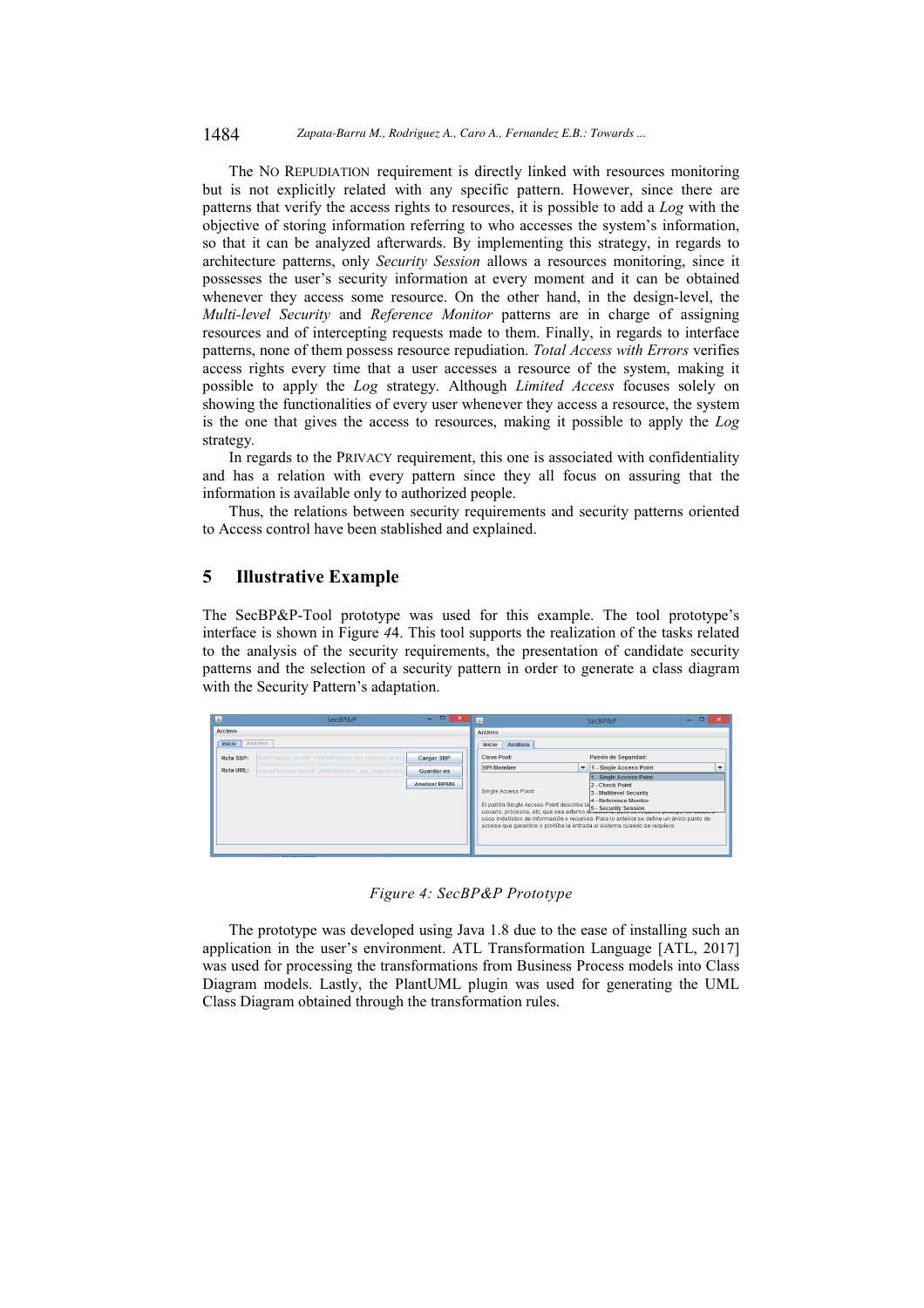The NO REPUDIATION requirement is directly linked with resources monitoring but is not explicitly related with any specific pattern. However, since there are patterns that verify the access rights to resources, it is possible to add a *Log* with the objective of storing information referring to who accesses the system's information, so that it can be analyzed afterwards. By implementing this strategy, in regards to architecture patterns, only *Security Session* allows a resources monitoring, since it possesses the user's security information at every moment and it can be obtained whenever they access some resource. On the other hand, in the design-level, the *Multi-level Security* and *Reference Monitor* patterns are in charge of assigning resources and of intercepting requests made to them. Finally, in regards to interface patterns, none of them possess resource repudiation. *Total Access with Errors* verifies access rights every time that a user accesses a resource of the system, making it possible to apply the *Log* strategy. Although *Limited Access* focuses solely on showing the functionalities of every user whenever they access a resource, the system is the one that gives the access to resources, making it possible to apply the *Log* strategy.

In regards to the PRIVACY requirement, this one is associated with confidentiality and has a relation with every pattern since they all focus on assuring that the information is available only to authorized people.

Thus, the relations between security requirements and security patterns oriented to Access control have been stablished and explained.

## 5 Illustrative Example

The SecBP&P-Tool prototype was used for this example. The tool prototype's interface is shown in Figure *4*4. This tool supports the realization of the tasks related to the analysis of the security requirements, the presentation of candidate security patterns and the selection of a security pattern in order to generate a class diagram with the Security Pattern's adaptation.

*Figure 4: SecBP&P Prototype*

The prototype was developed using Java 1.8 due to the ease of installing such an application in the user's environment. ATL Transformation Language [ATL, 2017] was used for processing the transformations from Business Process models into Class Diagram models. Lastly, the PlantUML plugin was used for generating the UML Class Diagram obtained through the transformation rules.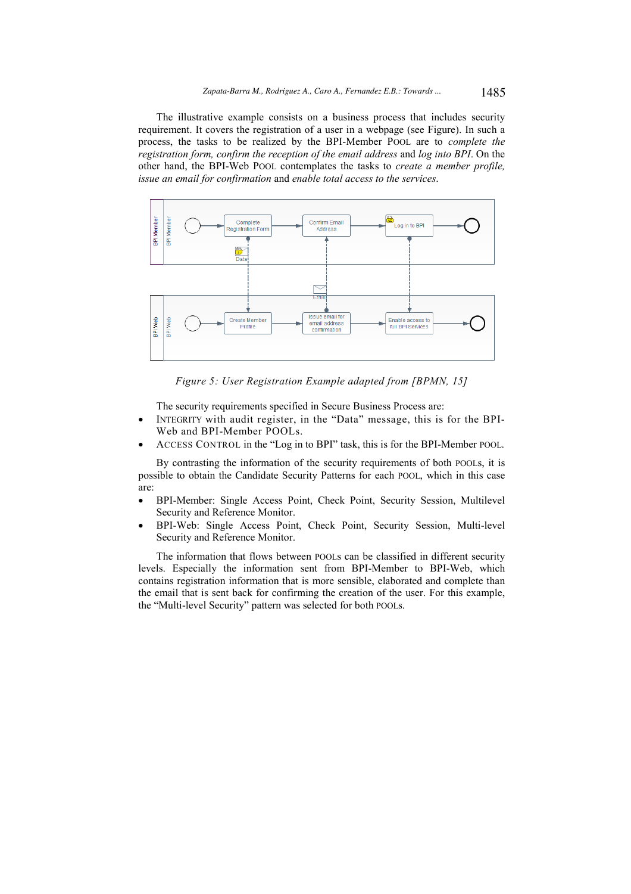The illustrative example consists on a business process that includes security requirement. It covers the registration of a user in a webpage (see Figure). In such a process, the tasks to be realized by the BPI-Member POOL are to *complete the registration form, confirm the reception of the email address* and *log into BPI*. On the other hand, the BPI-Web POOL contemplates the tasks to *create a member profile, issue an email for confirmation* and *enable total access to the services*.

*Figure 5: User Registration Example adapted from [BPMN, 15]*

The security requirements specified in Secure Business Process are:

- INTEGRITY with audit register, in the "Data" message, this is for the BPI-Web and BPI-Member POOLs.
- ACCESS CONTROL in the "Log in to BPI" task, this is for the BPI-Member POOL.

By contrasting the information of the security requirements of both POOLs, it is possible to obtain the Candidate Security Patterns for each POOL, which in this case are:

- BPI-Member: Single Access Point, Check Point, Security Session, Multilevel Security and Reference Monitor.
- BPI-Web: Single Access Point, Check Point, Security Session, Multi-level Security and Reference Monitor.

The information that flows between POOLs can be classified in different security levels. Especially the information sent from BPI-Member to BPI-Web, which contains registration information that is more sensible, elaborated and complete than the email that is sent back for confirming the creation of the user. For this example, the "Multi-level Security" pattern was selected for both POOLs.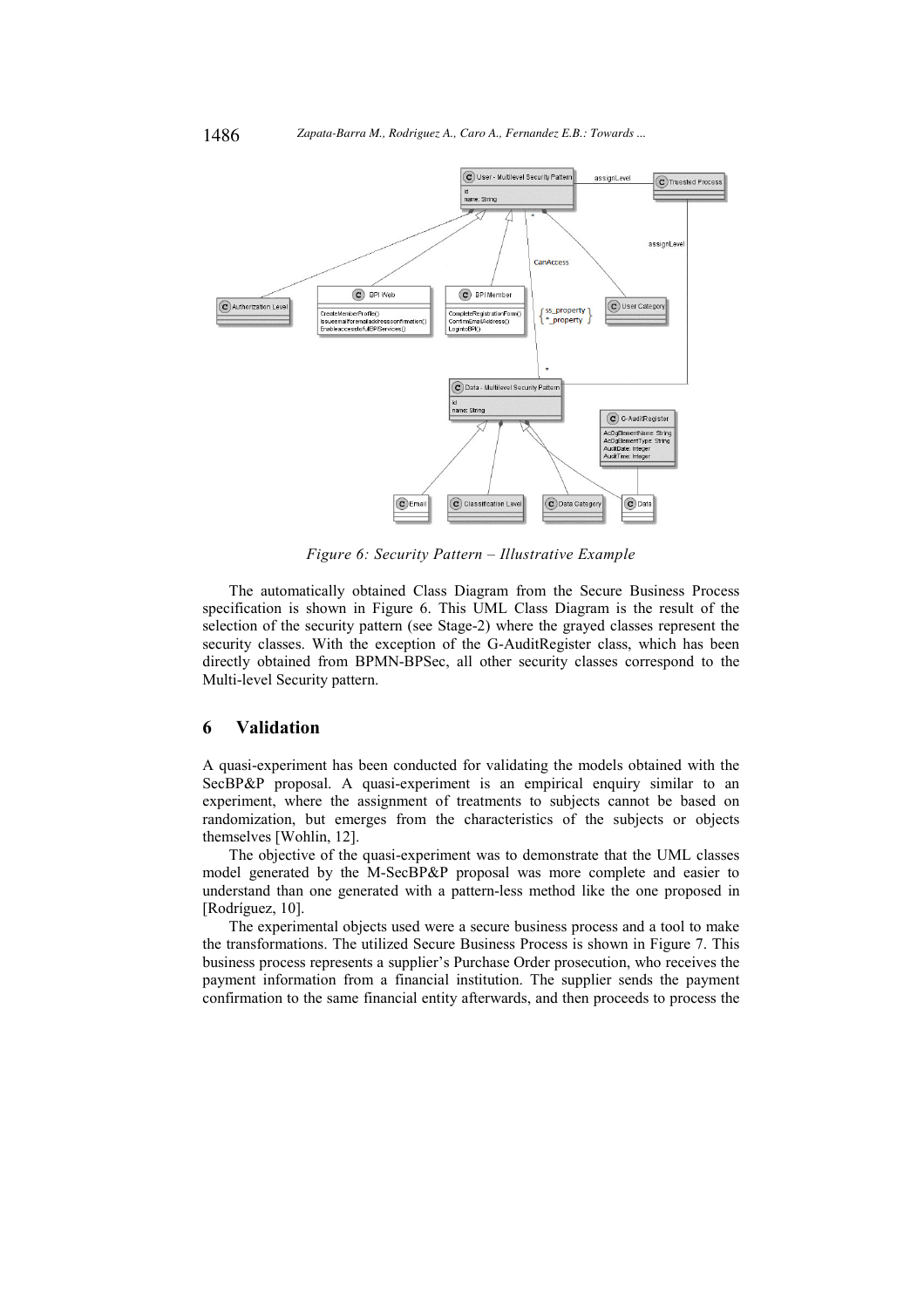*Figure 6: Security Pattern – Illustrative Example*

The automatically obtained Class Diagram from the Secure Business Process specification is shown in Figure 6. This UML Class Diagram is the result of the selection of the security pattern (see Stage-2) where the grayed classes represent the security classes. With the exception of the G-AuditRegister class, which has been directly obtained from BPMN-BPSec, all other security classes correspond to the Multi-level Security pattern.

## 6 Validation

A quasi-experiment has been conducted for validating the models obtained with the SecBP&P proposal. A quasi-experiment is an empirical enquiry similar to an experiment, where the assignment of treatments to subjects cannot be based on randomization, but emerges from the characteristics of the subjects or objects themselves [Wohlin, 12].

The objective of the quasi-experiment was to demonstrate that the UML classes model generated by the M-SecBP&P proposal was more complete and easier to understand than one generated with a pattern-less method like the one proposed in [Rodríguez, 10].

The experimental objects used were a secure business process and a tool to make the transformations. The utilized Secure Business Process is shown in Figure 7. This business process represents a supplier's Purchase Order prosecution, who receives the payment information from a financial institution. The supplier sends the payment confirmation to the same financial entity afterwards, and then proceeds to process the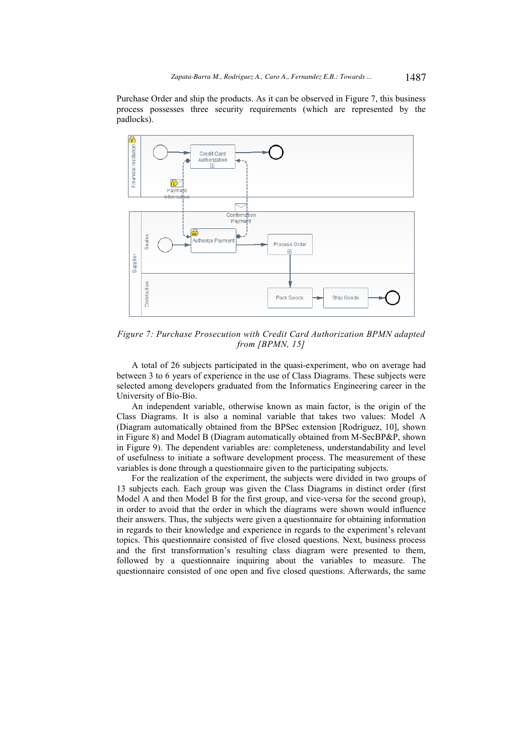Purchase Order and ship the products. As it can be observed in Figure 7, this business process possesses three security requirements (which are represented by the padlocks).

*Figure 7: Purchase Prosecution with Credit Card Authorization BPMN adapted from [BPMN, 15]*

A total of 26 subjects participated in the quasi-experiment, who on average had between 3 to 6 years of experience in the use of Class Diagrams. These subjects were selected among developers graduated from the Informatics Engineering career in the University of Bío-Bío.

An independent variable, otherwise known as main factor, is the origin of the Class Diagrams. It is also a nominal variable that takes two values: Model A (Diagram automatically obtained from the BPSec extension [Rodriguez, 10], shown in Figure 8) and Model B (Diagram automatically obtained from M-SecBP&P, shown in Figure 9). The dependent variables are: completeness, understandability and level of usefulness to initiate a software development process. The measurement of these variables is done through a questionnaire given to the participating subjects.

For the realization of the experiment, the subjects were divided in two groups of 13 subjects each. Each group was given the Class Diagrams in distinct order (first Model A and then Model B for the first group, and vice-versa for the second group), in order to avoid that the order in which the diagrams were shown would influence their answers. Thus, the subjects were given a questionnaire for obtaining information in regards to their knowledge and experience in regards to the experiment's relevant topics. This questionnaire consisted of five closed questions. Next, business process and the first transformation's resulting class diagram were presented to them, followed by a questionnaire inquiring about the variables to measure. The questionnaire consisted of one open and five closed questions. Afterwards, the same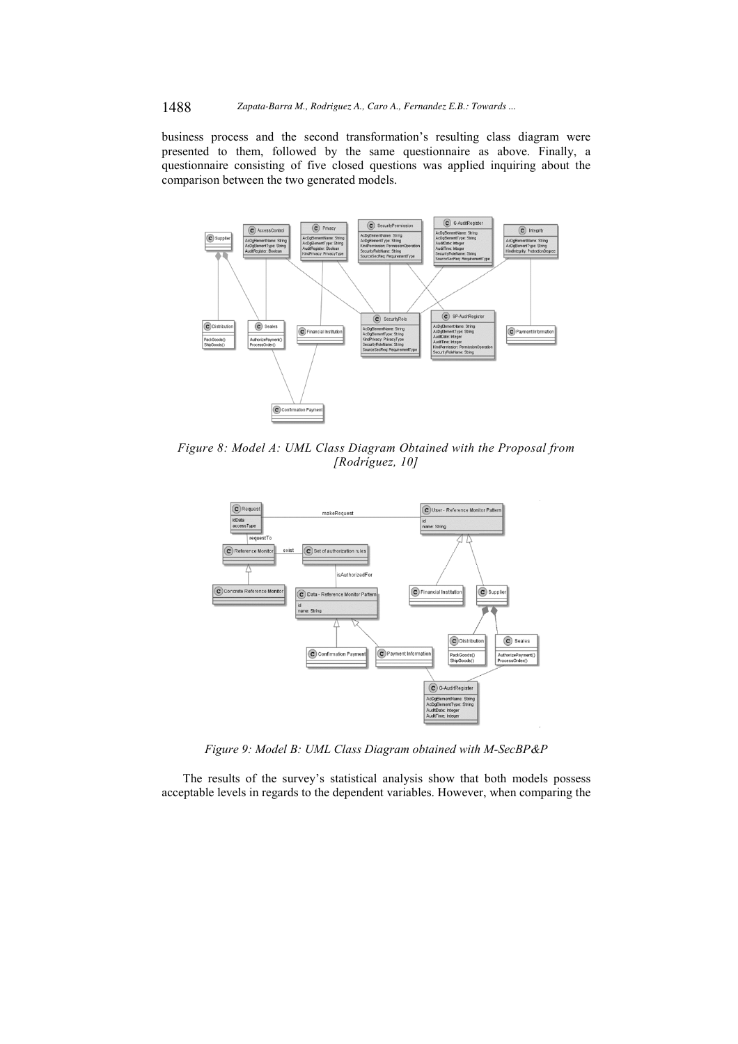business process and the second transformation's resulting class diagram were presented to them, followed by the same questionnaire as above. Finally, a questionnaire consisting of five closed questions was applied inquiring about the comparison between the two generated models.

*Figure 8: Model A: UML Class Diagram Obtained with the Proposal from [Rodríguez, 10]*

*Figure 9: Model B: UML Class Diagram obtained with M-SecBP&P*

The results of the survey's statistical analysis show that both models possess acceptable levels in regards to the dependent variables. However, when comparing the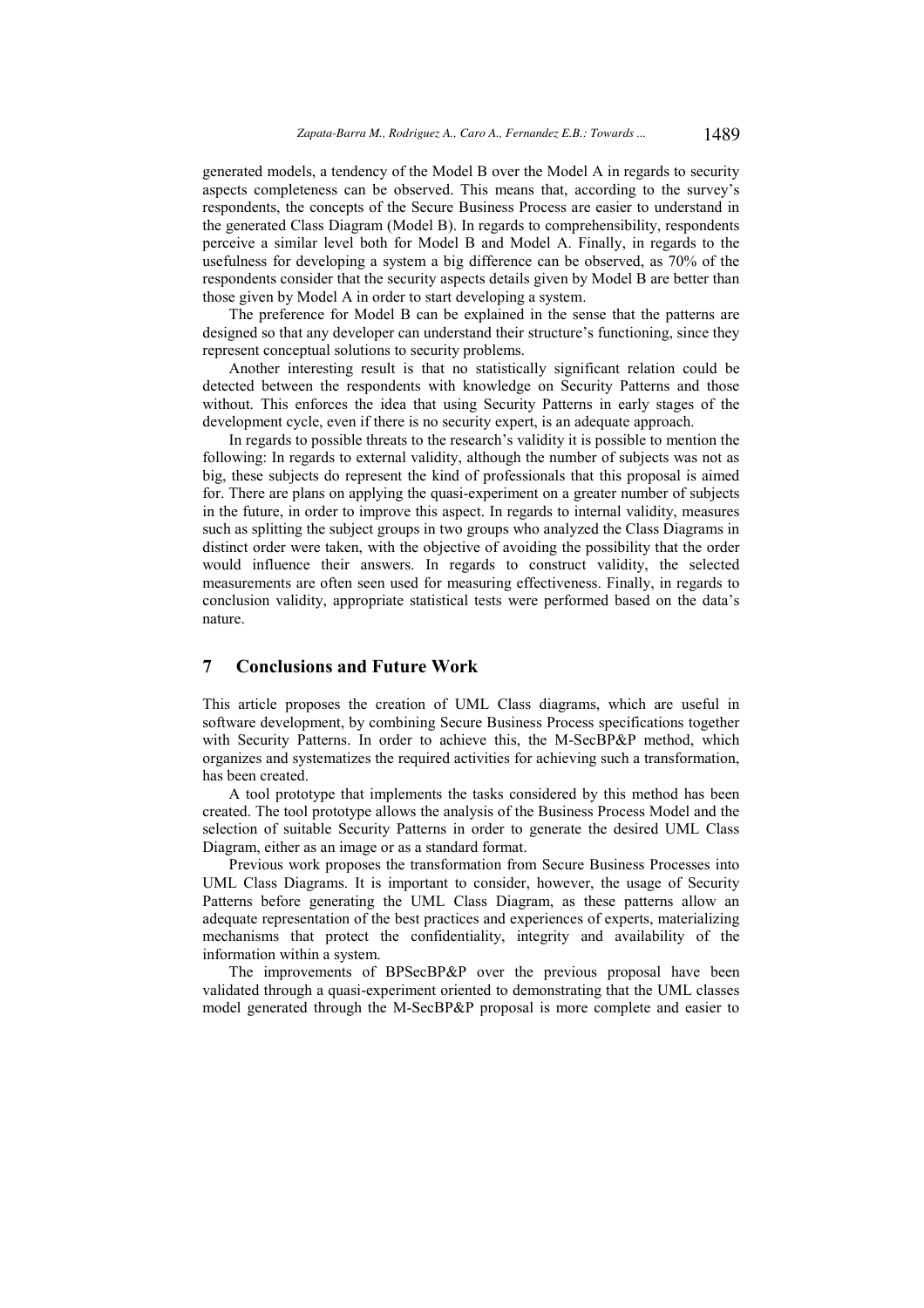generated models, a tendency of the Model B over the Model A in regards to security aspects completeness can be observed. This means that, according to the survey's respondents, the concepts of the Secure Business Process are easier to understand in the generated Class Diagram (Model B). In regards to comprehensibility, respondents perceive a similar level both for Model B and Model A. Finally, in regards to the usefulness for developing a system a big difference can be observed, as 70% of the respondents consider that the security aspects details given by Model B are better than those given by Model A in order to start developing a system.

The preference for Model B can be explained in the sense that the patterns are designed so that any developer can understand their structure's functioning, since they represent conceptual solutions to security problems.

Another interesting result is that no statistically significant relation could be detected between the respondents with knowledge on Security Patterns and those without. This enforces the idea that using Security Patterns in early stages of the development cycle, even if there is no security expert, is an adequate approach.

In regards to possible threats to the research's validity it is possible to mention the following: In regards to external validity, although the number of subjects was not as big, these subjects do represent the kind of professionals that this proposal is aimed for. There are plans on applying the quasi-experiment on a greater number of subjects in the future, in order to improve this aspect. In regards to internal validity, measures such as splitting the subject groups in two groups who analyzed the Class Diagrams in distinct order were taken, with the objective of avoiding the possibility that the order would influence their answers. In regards to construct validity, the selected measurements are often seen used for measuring effectiveness. Finally, in regards to conclusion validity, appropriate statistical tests were performed based on the data's nature.

## 7 Conclusions and Future Work

This article proposes the creation of UML Class diagrams, which are useful in software development, by combining Secure Business Process specifications together with Security Patterns. In order to achieve this, the M-SecBP&P method, which organizes and systematizes the required activities for achieving such a transformation, has been created.

A tool prototype that implements the tasks considered by this method has been created. The tool prototype allows the analysis of the Business Process Model and the selection of suitable Security Patterns in order to generate the desired UML Class Diagram, either as an image or as a standard format.

Previous work proposes the transformation from Secure Business Processes into UML Class Diagrams. It is important to consider, however, the usage of Security Patterns before generating the UML Class Diagram, as these patterns allow an adequate representation of the best practices and experiences of experts, materializing mechanisms that protect the confidentiality, integrity and availability of the information within a system.

The improvements of BPSecBP&P over the previous proposal have been validated through a quasi-experiment oriented to demonstrating that the UML classes model generated through the M-SecBP&P proposal is more complete and easier to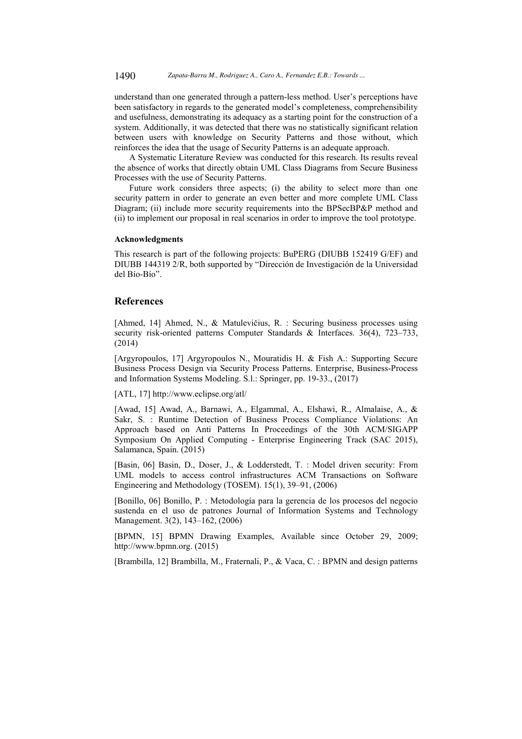understand than one generated through a pattern-less method. User's perceptions have been satisfactory in regards to the generated model's completeness, comprehensibility and usefulness, demonstrating its adequacy as a starting point for the construction of a system. Additionally, it was detected that there was no statistically significant relation between users with knowledge on Security Patterns and those without, which reinforces the idea that the usage of Security Patterns is an adequate approach.

A Systematic Literature Review was conducted for this research. Its results reveal the absence of works that directly obtain UML Class Diagrams from Secure Business Processes with the use of Security Patterns.

Future work considers three aspects; (i) the ability to select more than one security pattern in order to generate an even better and more complete UML Class Diagram; (ii) include more security requirements into the BPSecBP&P method and (ii) to implement our proposal in real scenarios in order to improve the tool prototype.

#### Acknowledgments

This research is part of the following projects: BuPERG (DIUBB 152419 G/EF) and DIUBB 144319 2/R, both supported by "Dirección de Investigación de la Universidad del Bío-Bío".

## References

[Ahmed, 14] Ahmed, N., & Matulevičius, R. : Securing business processes using security risk-oriented patterns Computer Standards & Interfaces. 36(4), 723–733, (2014)

[Argyropoulos, 17] Argyropoulos N., Mouratidis H. & Fish A.: Supporting Secure Business Process Design via Security Process Patterns. Enterprise, Business-Process and Information Systems Modeling. S.l.: Springer, pp. 19-33., (2017)

[ATL, 17] http://www.eclipse.org/atl/

[Awad, 15] Awad, A., Barnawi, A., Elgammal, A., Elshawi, R., Almalaise, A., & Sakr, S. : Runtime Detection of Business Process Compliance Violations: An Approach based on Anti Patterns In Proceedings of the 30th ACM/SIGAPP Symposium On Applied Computing - Enterprise Engineering Track (SAC 2015), Salamanca, Spain. (2015)

[Basin, 06] Basin, D., Doser, J., & Lodderstedt, T. : Model driven security: From UML models to access control infrastructures ACM Transactions on Software Engineering and Methodology (TOSEM). 15(1), 39–91, (2006)

[Bonillo, 06] Bonillo, P. : Metodología para la gerencia de los procesos del negocio sustenda en el uso de patrones Journal of Information Systems and Technology Management. 3(2), 143–162, (2006)

[BPMN, 15] BPMN Drawing Examples, Available since October 29, 2009; http://www.bpmn.org. (2015)

[Brambilla, 12] Brambilla, M., Fraternali, P., & Vaca, C. : BPMN and design patterns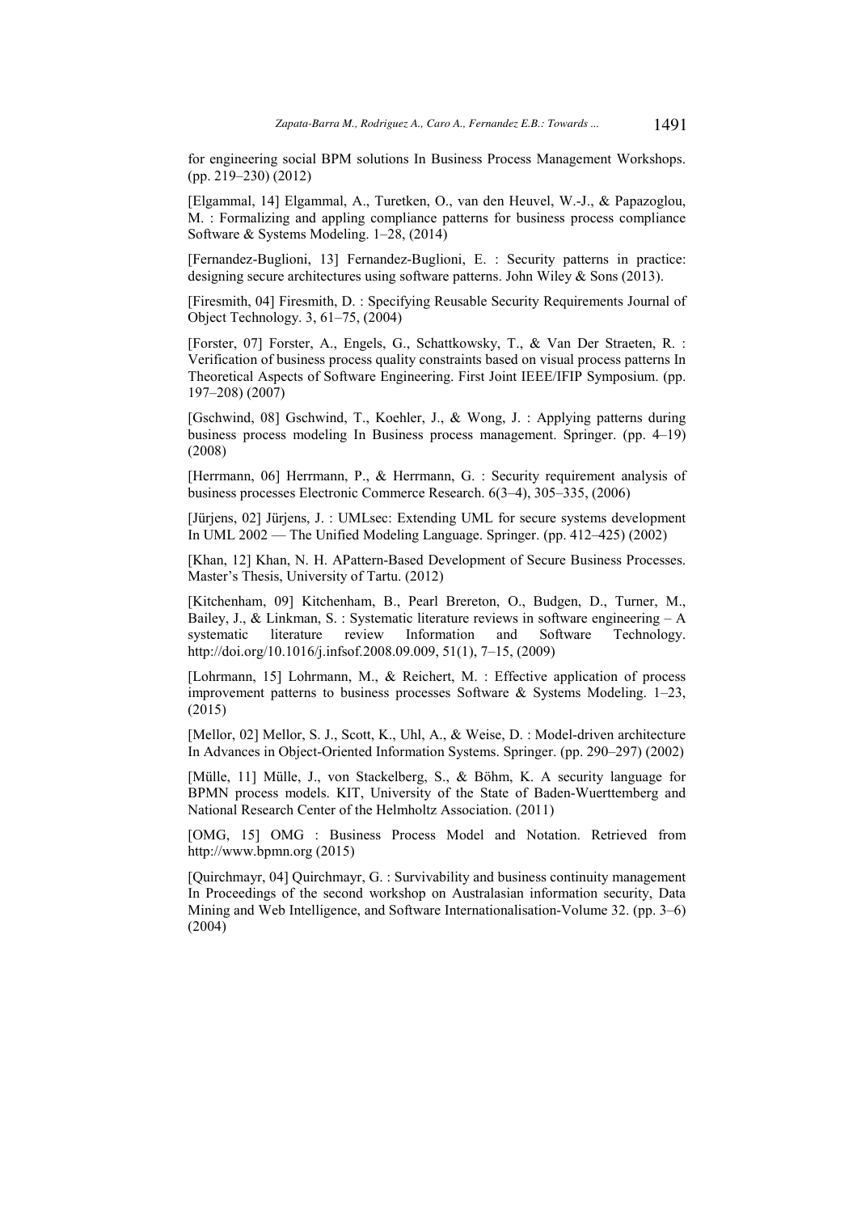for engineering social BPM solutions In Business Process Management Workshops. (pp. 219–230) (2012)

[Elgammal, 14] Elgammal, A., Turetken, O., van den Heuvel, W.-J., & Papazoglou, M. : Formalizing and appling compliance patterns for business process compliance Software & Systems Modeling. 1–28, (2014)

[Fernandez-Buglioni, 13] Fernandez-Buglioni, E. : Security patterns in practice: designing secure architectures using software patterns. John Wiley & Sons (2013).

[Firesmith, 04] Firesmith, D. : Specifying Reusable Security Requirements Journal of Object Technology. 3, 61–75, (2004)

[Forster, 07] Forster, A., Engels, G., Schattkowsky, T., & Van Der Straeten, R. : Verification of business process quality constraints based on visual process patterns In Theoretical Aspects of Software Engineering. First Joint IEEE/IFIP Symposium. (pp. 197–208) (2007)

[Gschwind, 08] Gschwind, T., Koehler, J., & Wong, J. : Applying patterns during business process modeling In Business process management. Springer. (pp. 4–19) (2008)

[Herrmann, 06] Herrmann, P., & Herrmann, G. : Security requirement analysis of business processes Electronic Commerce Research. 6(3–4), 305–335, (2006)

[Jürjens, 02] Jürjens, J. : UMLsec: Extending UML for secure systems development In UML 2002 — The Unified Modeling Language. Springer. (pp. 412–425) (2002)

[Khan, 12] Khan, N. H. APattern-Based Development of Secure Business Processes. Master's Thesis, University of Tartu. (2012)

[Kitchenham, 09] Kitchenham, B., Pearl Brereton, O., Budgen, D., Turner, M., Bailey, J., & Linkman, S. : Systematic literature reviews in software engineering – A systematic literature review Information and Software Technology. http://doi.org/10.1016/j.infsof.2008.09.009, 51(1), 7–15, (2009)

[Lohrmann, 15] Lohrmann, M., & Reichert, M. : Effective application of process improvement patterns to business processes Software & Systems Modeling. 1–23, (2015)

[Mellor, 02] Mellor, S. J., Scott, K., Uhl, A., & Weise, D. : Model-driven architecture In Advances in Object-Oriented Information Systems. Springer. (pp. 290–297) (2002)

[Mülle, 11] Mülle, J., von Stackelberg, S., & Böhm, K. A security language for BPMN process models. KIT, University of the State of Baden-Wuerttemberg and National Research Center of the Helmholtz Association. (2011)

[OMG, 15] OMG : Business Process Model and Notation. Retrieved from http://www.bpmn.org (2015)

[Quirchmayr, 04] Quirchmayr, G. : Survivability and business continuity management In Proceedings of the second workshop on Australasian information security, Data Mining and Web Intelligence, and Software Internationalisation-Volume 32. (pp. 3–6) (2004)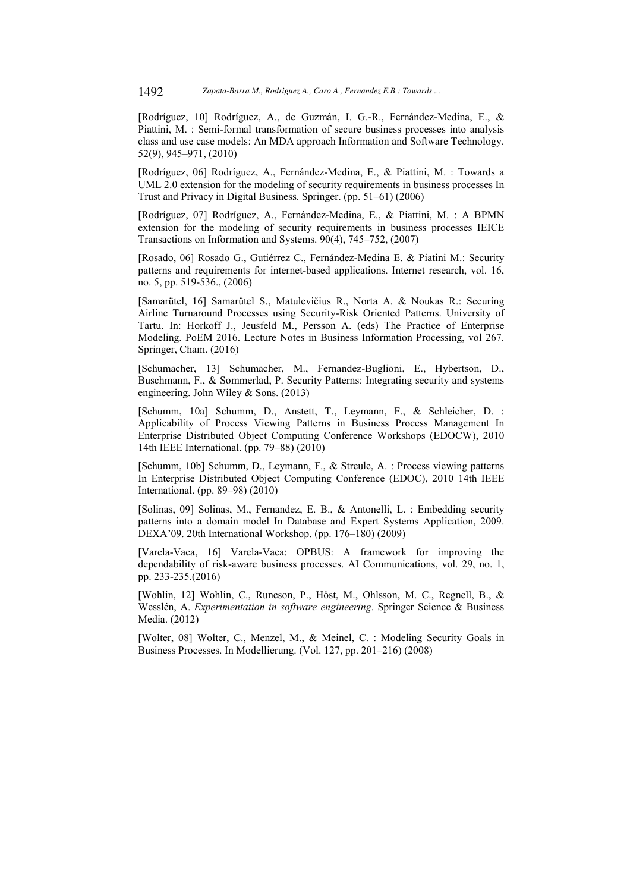[Rodríguez, 10] Rodríguez, A., de Guzmán, I. G.-R., Fernández-Medina, E., & Piattini, M. : Semi-formal transformation of secure business processes into analysis class and use case models: An MDA approach Information and Software Technology. 52(9), 945–971, (2010)

[Rodríguez, 06] Rodríguez, A., Fernández-Medina, E., & Piattini, M. : Towards a UML 2.0 extension for the modeling of security requirements in business processes In Trust and Privacy in Digital Business. Springer. (pp. 51–61) (2006)

[Rodríguez, 07] Rodríguez, A., Fernández-Medina, E., & Piattini, M. : A BPMN extension for the modeling of security requirements in business processes IEICE Transactions on Information and Systems. 90(4), 745–752, (2007)

[Rosado, 06] Rosado G., Gutiérrez C., Fernández-Medina E. & Piatini M.: Security patterns and requirements for internet-based applications. Internet research, vol. 16, no. 5, pp. 519-536., (2006)

[Samarütel, 16] Samarütel S., Matulevičius R., Norta A. & Noukas R.: Securing Airline Turnaround Processes using Security-Risk Oriented Patterns. University of Tartu. In: Horkoff J., Jeusfeld M., Persson A. (eds) The Practice of Enterprise Modeling. PoEM 2016. Lecture Notes in Business Information Processing, vol 267. Springer, Cham. (2016)

[Schumacher, 13] Schumacher, M., Fernandez-Buglioni, E., Hybertson, D., Buschmann, F., & Sommerlad, P. Security Patterns: Integrating security and systems engineering. John Wiley & Sons. (2013)

[Schumm, 10a] Schumm, D., Anstett, T., Leymann, F., & Schleicher, D. : Applicability of Process Viewing Patterns in Business Process Management In Enterprise Distributed Object Computing Conference Workshops (EDOCW), 2010 14th IEEE International. (pp. 79–88) (2010)

[Schumm, 10b] Schumm, D., Leymann, F., & Streule, A. : Process viewing patterns In Enterprise Distributed Object Computing Conference (EDOC), 2010 14th IEEE International. (pp. 89–98) (2010)

[Solinas, 09] Solinas, M., Fernandez, E. B., & Antonelli, L. : Embedding security patterns into a domain model In Database and Expert Systems Application, 2009. DEXA'09. 20th International Workshop. (pp. 176–180) (2009)

[Varela-Vaca, 16] Varela-Vaca: OPBUS: A framework for improving the dependability of risk-aware business processes. AI Communications, vol. 29, no. 1, pp. 233-235.(2016)

[Wohlin, 12] Wohlin, C., Runeson, P., Höst, M., Ohlsson, M. C., Regnell, B., & Wesslén, A. *Experimentation in software engineering*. Springer Science & Business Media. (2012)

[Wolter, 08] Wolter, C., Menzel, M., & Meinel, C. : Modeling Security Goals in Business Processes. In Modellierung. (Vol. 127, pp. 201–216) (2008)